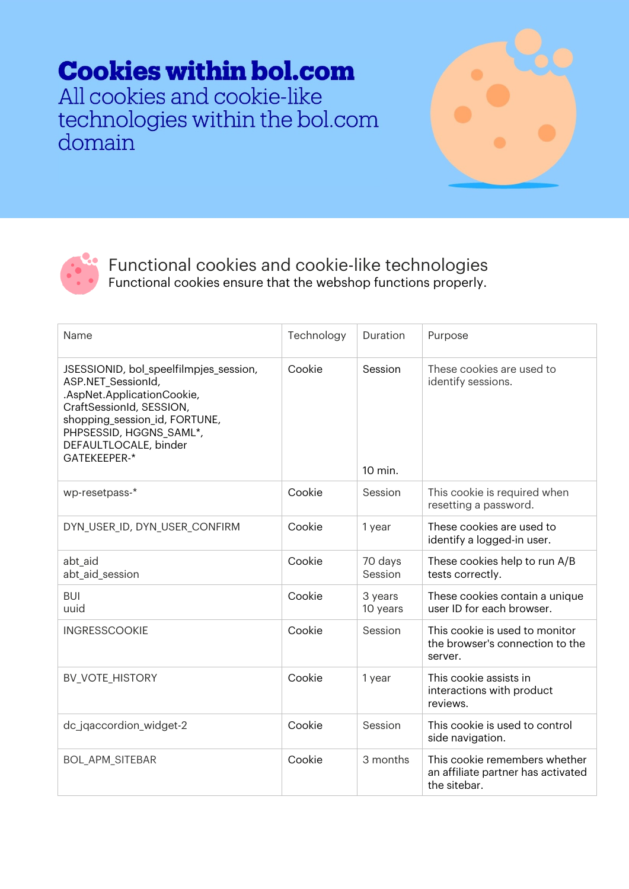# Cookies within bol.com

All cookies and cookie-like technologies within the bol.com domain

## Functional cookies and cookie-like technologies

Functional cookies ensure that the webshop functions properly.

| Name | Technology | Duration | Purpose |
|---|---|---|---|
| JSESSIONID, bol_speelfilmpjes_session, ASP.NET_SessionId, .AspNet.ApplicationCookie, CraftSessionId, SESSION, shopping_session_id, FORTUNE, PHPSESSID, HGGNS_SAML*, DEFAULTLOCALE, binder GATEKEEPER-* | Cookie | Session<br><br>10 min. | These cookies are used to identify sessions. |
| wp-resetpass-* | Cookie | Session | This cookie is required when resetting a password. |
| DYN_USER_ID, DYN_USER_CONFIRM | Cookie | 1 year | These cookies are used to identify a logged-in user. |
| abt_aid<br>abt_aid_session | Cookie | 70 days<br>Session | These cookies help to run A/B tests correctly. |
| BUI<br>uuid | Cookie | 3 years<br>10 years | These cookies contain a unique user ID for each browser. |
| INGRESSCOOKIE | Cookie | Session | This cookie is used to monitor the browser's connection to the server. |
| BV_VOTE_HISTORY | Cookie | 1 year | This cookie assists in interactions with product reviews. |
| dc_jqaccordion_widget-2 | Cookie | Session | This cookie is used to control side navigation. |
| BOL_APM_SITEBAR | Cookie | 3 months | This cookie remembers whether an affiliate partner has activated the sitebar. |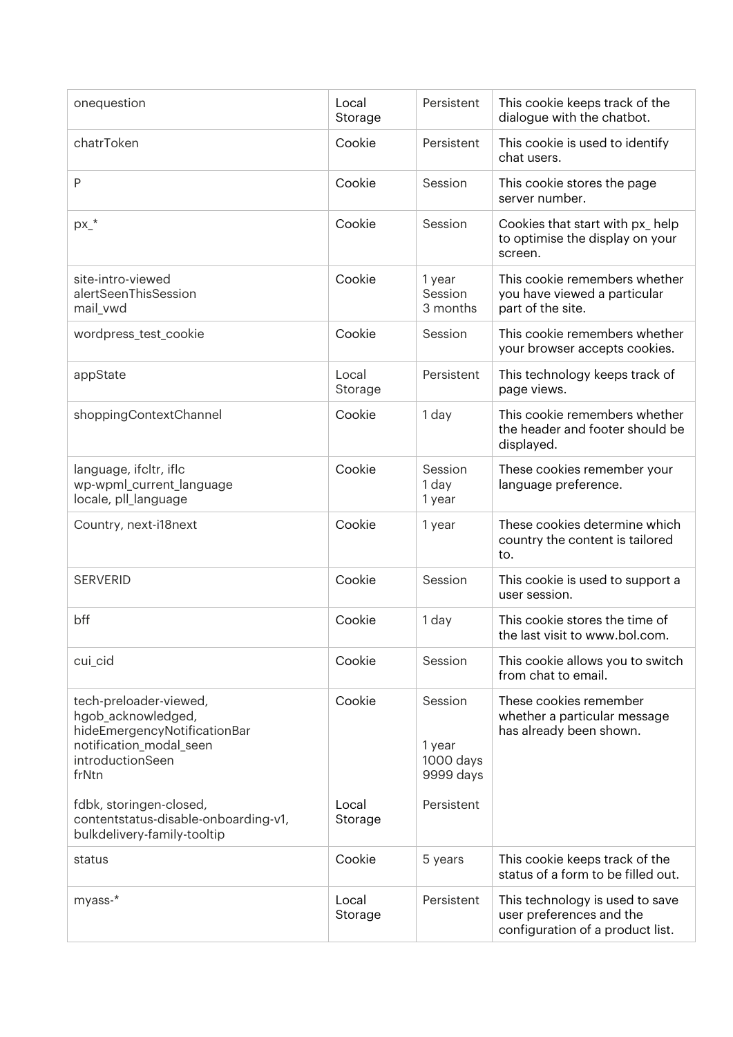| | | | |
|---|---|---|---|
| onequestion | Local Storage | Persistent | This cookie keeps track of the dialogue with the chatbot. |
| chatrToken | Cookie | Persistent | This cookie is used to identify chat users. |
| P | Cookie | Session | This cookie stores the page server number. |
| px_* | Cookie | Session | Cookies that start with px_ help to optimise the display on your screen. |
| site-intro-viewed<br>alertSeenThisSession<br>mail_vwd | Cookie | 1 year<br>Session<br>3 months | This cookie remembers whether you have viewed a particular part of the site. |
| wordpress_test_cookie | Cookie | Session | This cookie remembers whether your browser accepts cookies. |
| appState | Local Storage | Persistent | This technology keeps track of page views. |
| shoppingContextChannel | Cookie | 1 day | This cookie remembers whether the header and footer should be displayed. |
| language, ifcltr, iflc<br>wp-wpml_current_language<br>locale, pll_language | Cookie | Session<br>1 day<br>1 year | These cookies remember your language preference. |
| Country, next-i18next | Cookie | 1 year | These cookies determine which country the content is tailored to. |
| SERVERID | Cookie | Session | This cookie is used to support a user session. |
| bff | Cookie | 1 day | This cookie stores the time of the last visit to www.bol.com. |
| cui_cid | Cookie | Session | This cookie allows you to switch from chat to email. |
| tech-preloader-viewed,<br>hgob_acknowledged,<br>hideEmergencyNotificationBar<br>notification_modal_seen<br>introductionSeen<br>frNtn<br><br>fdbk, storingen-closed,<br>contentstatus-disable-onboarding-v1,<br>bulkdelivery-family-tooltip | Cookie<br><br><br><br><br><br><br>Local Storage | Session<br><br><br>1 year<br>1000 days<br>9999 days<br><br>Persistent | These cookies remember whether a particular message has already been shown. |
| status | Cookie | 5 years | This cookie keeps track of the status of a form to be filled out. |
| myass-* | Local Storage | Persistent | This technology is used to save user preferences and the configuration of a product list. |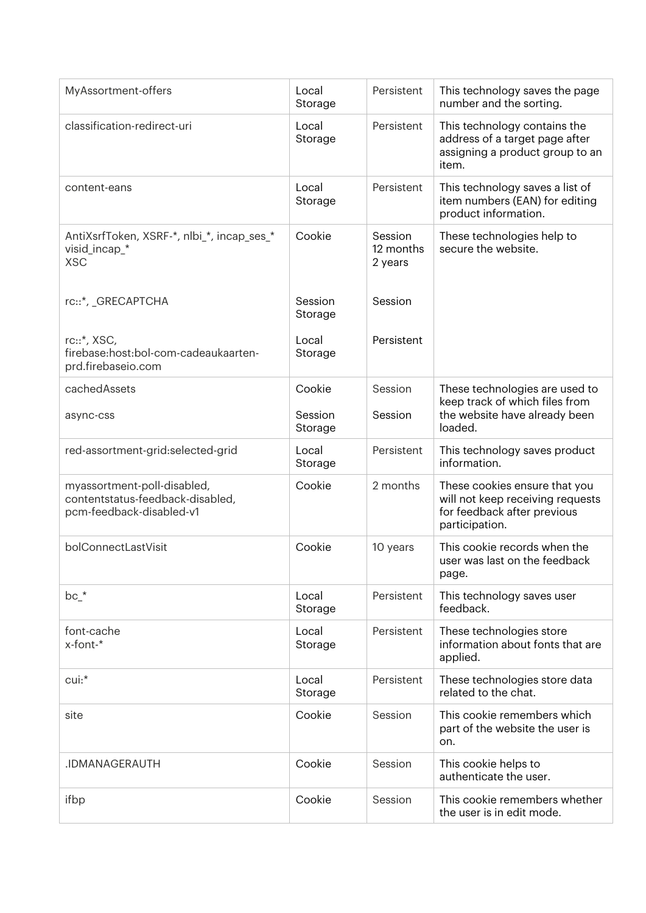| | | | |
|---|---|---|---|
| MyAssortment-offers | Local Storage | Persistent | This technology saves the page number and the sorting. |
| classification-redirect-uri | Local Storage | Persistent | This technology contains the address of a target page after assigning a product group to an item. |
| content-eans | Local Storage | Persistent | This technology saves a list of item numbers (EAN) for editing product information. |
| AntiXsrfToken, XSRF-*, nlbi_*, incap_ses_* visid_incap_* XSC<br><br>rc::*, _GRECAPTCHA<br><br>rc::*, XSC, firebase:host:bol-com-cadeaukaarten-prd.firebaseio.com | Cookie<br><br><br>Session Storage<br><br>Local Storage | Session 12 months 2 years<br><br>Session<br><br>Persistent | These technologies help to secure the website. |
| cachedAssets<br><br>async-css | Cookie<br><br>Session Storage | Session<br><br>Session | These technologies are used to keep track of which files from the website have already been loaded. |
| red-assortment-grid:selected-grid | Local Storage | Persistent | This technology saves product information. |
| myassortment-poll-disabled, contentstatus-feedback-disabled, pcm-feedback-disabled-v1 | Cookie | 2 months | These cookies ensure that you will not keep receiving requests for feedback after previous participation. |
| bolConnectLastVisit | Cookie | 10 years | This cookie records when the user was last on the feedback page. |
| bc_* | Local Storage | Persistent | This technology saves user feedback. |
| font-cache<br>x-font-* | Local Storage | Persistent | These technologies store information about fonts that are applied. |
| cui:* | Local Storage | Persistent | These technologies store data related to the chat. |
| site | Cookie | Session | This cookie remembers which part of the website the user is on. |
| .IDMANAGERAUTH | Cookie | Session | This cookie helps to authenticate the user. |
| ifbp | Cookie | Session | This cookie remembers whether the user is in edit mode. |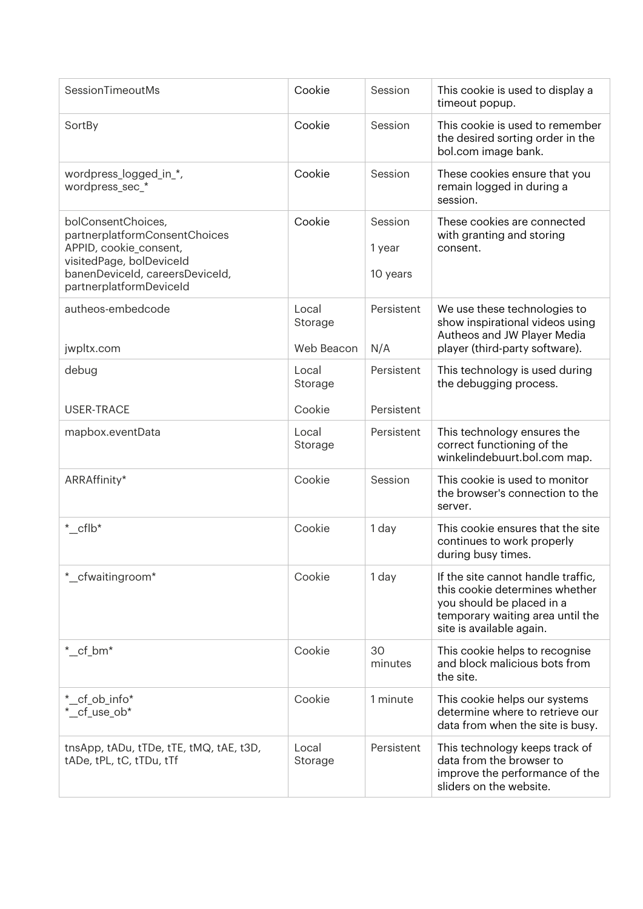| SessionTimeoutMs | Cookie | Session | This cookie is used to display a timeout popup. |
|---|---|---|---|
| SortBy | Cookie | Session | This cookie is used to remember the desired sorting order in the bol.com image bank. |
| wordpress_logged_in_*, wordpress_sec_* | Cookie | Session | These cookies ensure that you remain logged in during a session. |
| bolConsentChoices, partnerplatformConsentChoices APPID, cookie_consent, visitedPage, bolDeviceId banenDeviceId, careersDeviceId, partnerplatformDeviceId | Cookie | Session<br>1 year<br>10 years | These cookies are connected with granting and storing consent. |
| autheos-embedcode<br>jwpltx.com | Local Storage<br>Web Beacon | Persistent<br>N/A | We use these technologies to show inspirational videos using Autheos and JW Player Media player (third-party software). |
| debug<br>USER-TRACE | Local Storage<br>Cookie | Persistent<br>Persistent | This technology is used during the debugging process. |
| mapbox.eventData | Local Storage | Persistent | This technology ensures the correct functioning of the winkelindebuurt.bol.com map. |
| ARRAffinity* | Cookie | Session | This cookie is used to monitor the browser's connection to the server. |
| *_cflb* | Cookie | 1 day | This cookie ensures that the site continues to work properly during busy times. |
| *_cfwaitingroom* | Cookie | 1 day | If the site cannot handle traffic, this cookie determines whether you should be placed in a temporary waiting area until the site is available again. |
| *_cf_bm* | Cookie | 30 minutes | This cookie helps to recognise and block malicious bots from the site. |
| *_cf_ob_info*<br>*_cf_use_ob* | Cookie | 1 minute | This cookie helps our systems determine where to retrieve our data from when the site is busy. |
| tnsApp, tADu, tTDe, tTE, tMQ, tAE, t3D, tADe, tPL, tC, tTDu, tTf | Local Storage | Persistent | This technology keeps track of data from the browser to improve the performance of the sliders on the website. |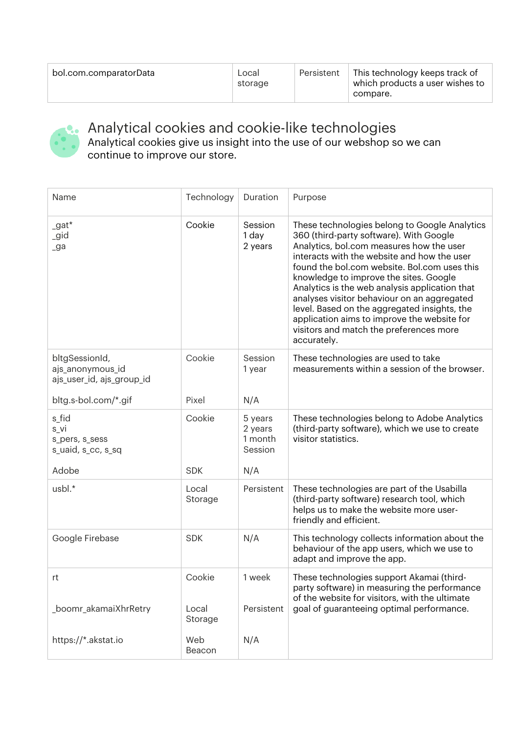| bol.com.comparatorData | Local storage | Persistent | This technology keeps track of which products a user wishes to compare. |
|---|---|---|---|

## Analytical cookies and cookie-like technologies

Analytical cookies give us insight into the use of our webshop so we can continue to improve our store.

| Name | Technology | Duration | Purpose |
|---|---|---|---|
| _gat*<br>_gid<br>_ga | Cookie | Session<br>1 day<br>2 years | These technologies belong to Google Analytics 360 (third-party software). With Google Analytics, bol.com measures how the user interacts with the website and how the user found the bol.com website. Bol.com uses this knowledge to improve the sites. Google Analytics is the web analysis application that analyses visitor behaviour on an aggregated level. Based on the aggregated insights, the application aims to improve the website for visitors and match the preferences more accurately. |
| bltgSessionId,<br>ajs_anonymous_id<br>ajs_user_id, ajs_group_id<br><br>bltg.s-bol.com/*.gif | Cookie<br><br><br><br>Pixel | Session<br>1 year<br><br><br>N/A | These technologies are used to take measurements within a session of the browser. |
| s_fid<br>s_vi<br>s_pers, s_sess<br>s_uaid, s_cc, s_sq<br><br>Adobe | Cookie<br><br><br><br><br>SDK | 5 years<br>2 years<br>1 month<br>Session<br><br>N/A | These technologies belong to Adobe Analytics (third-party software), which we use to create visitor statistics. |
| usbl.* | Local Storage | Persistent | These technologies are part of the Usabilla (third-party software) research tool, which helps us to make the website more user-friendly and efficient. |
| Google Firebase | SDK | N/A | This technology collects information about the behaviour of the app users, which we use to adapt and improve the app. |
| rt<br><br>_boomr_akamaiXhrRetry<br><br>https://*.akstat.io | Cookie<br><br>Local Storage<br><br>Web Beacon | 1 week<br><br>Persistent<br><br>N/A | These technologies support Akamai (third-party software) in measuring the performance of the website for visitors, with the ultimate goal of guaranteeing optimal performance. |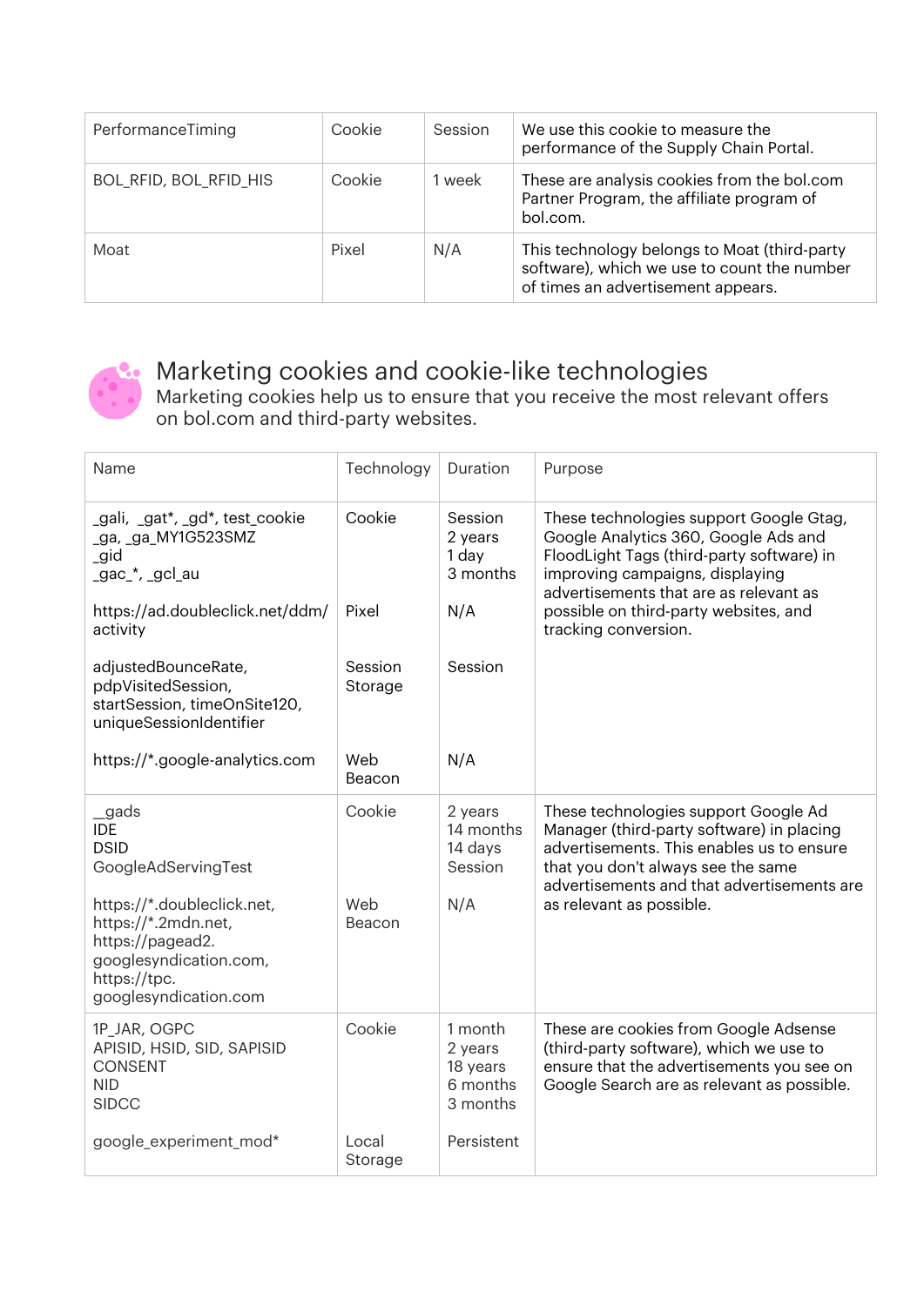| | | | |
|---|---|---|---|
| PerformanceTiming | Cookie | Session | We use this cookie to measure the performance of the Supply Chain Portal. |
| BOL_RFID, BOL_RFID_HIS | Cookie | 1 week | These are analysis cookies from the bol.com Partner Program, the affiliate program of bol.com. |
| Moat | Pixel | N/A | This technology belongs to Moat (third-party software), which we use to count the number of times an advertisement appears. |

## Marketing cookies and cookie-like technologies

Marketing cookies help us to ensure that you receive the most relevant offers on bol.com and third-party websites.

| Name | Technology | Duration | Purpose |
|---|---|---|---|
| _gali, _gat*, _gd*, test_cookie<br>_ga, _ga_MY1G523SMZ<br>_gid<br>_gac_*, _gcl_au<br><br>https://ad.doubleclick.net/ddm/activity<br><br>adjustedBounceRate, pdpVisitedSession, startSession, timeOnSite120, uniqueSessionIdentifier<br><br>https://*.google-analytics.com | Cookie<br><br><br><br><br>Pixel<br><br>Session Storage<br><br><br>Web Beacon | Session<br>2 years<br>1 day<br>3 months<br><br>N/A<br><br>Session<br><br><br>N/A | These technologies support Google Gtag, Google Analytics 360, Google Ads and FloodLight Tags (third-party software) in improving campaigns, displaying advertisements that are as relevant as possible on third-party websites, and tracking conversion. |
| _gads<br>IDE<br>DSID<br>GoogleAdServingTest<br><br>https://*.doubleclick.net, https://*.2mdn.net, https://pagead2.googlesyndication.com, https://tpc.googlesyndication.com | Cookie<br><br><br><br><br>Web Beacon | 2 years<br>14 months<br>14 days<br>Session<br><br>N/A | These technologies support Google Ad Manager (third-party software) in placing advertisements. This enables us to ensure that you don't always see the same advertisements and that advertisements are as relevant as possible. |
| 1P_JAR, OGPC<br>APISID, HSID, SID, SAPISID<br>CONSENT<br>NID<br>SIDCC<br><br>google_experiment_mod* | Cookie<br><br><br><br><br><br>Local Storage | 1 month<br>2 years<br>18 years<br>6 months<br>3 months<br><br>Persistent | These are cookies from Google Adsense (third-party software), which we use to ensure that the advertisements you see on Google Search are as relevant as possible. |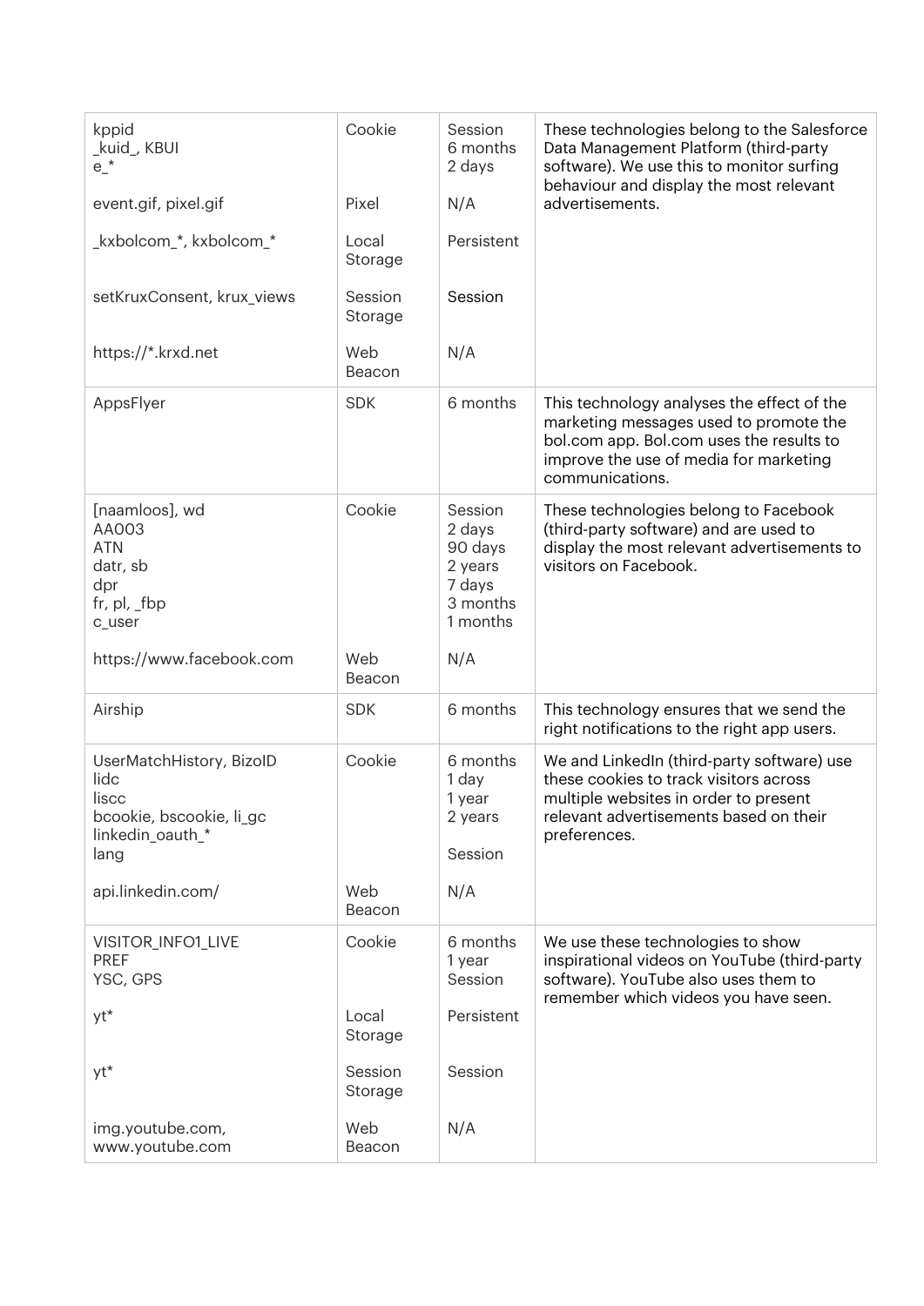| | | | |
|---|---|---|---|
| kppid<br>_kuid_, KBUI<br>e_*<br><br>event.gif, pixel.gif<br><br>_kxbolcom_*, kxbolcom_*<br><br>setKruxConsent, krux_views<br><br>https://*.krxd.net | Cookie<br><br><br><br>Pixel<br><br>Local Storage<br><br>Session Storage<br><br>Web Beacon | Session<br>6 months<br>2 days<br><br>N/A<br><br>Persistent<br><br>Session<br><br>N/A | These technologies belong to the Salesforce Data Management Platform (third-party software). We use this to monitor surfing behaviour and display the most relevant advertisements. |
| AppsFlyer | SDK | 6 months | This technology analyses the effect of the marketing messages used to promote the bol.com app. Bol.com uses the results to improve the use of media for marketing communications. |
| [naamloos], wd<br>AA003<br>ATN<br>datr, sb<br>dpr<br>fr, pl, _fbp<br>c_user<br><br>https://www.facebook.com | Cookie<br><br><br><br><br><br><br><br>Web Beacon | Session<br>2 days<br>90 days<br>2 years<br>7 days<br>3 months<br>1 months<br><br>N/A | These technologies belong to Facebook (third-party software) and are used to display the most relevant advertisements to visitors on Facebook. |
| Airship | SDK | 6 months | This technology ensures that we send the right notifications to the right app users. |
| UserMatchHistory, BizoID<br>lidc<br>liscc<br>bcookie, bscookie, li_gc<br>linkedin_oauth_*<br>lang<br><br>api.linkedin.com/ | Cookie<br><br><br><br><br><br><br>Web Beacon | 6 months<br>1 day<br>1 year<br>2 years<br><br>Session<br><br>N/A | We and LinkedIn (third-party software) use these cookies to track visitors across multiple websites in order to present relevant advertisements based on their preferences. |
| VISITOR_INFO1_LIVE<br>PREF<br>YSC, GPS<br><br>yt*<br><br>yt*<br><br>img.youtube.com, www.youtube.com | Cookie<br><br><br><br>Local Storage<br><br>Session Storage<br><br>Web Beacon | 6 months<br>1 year<br>Session<br><br>Persistent<br><br>Session<br><br>N/A | We use these technologies to show inspirational videos on YouTube (third-party software). YouTube also uses them to remember which videos you have seen. |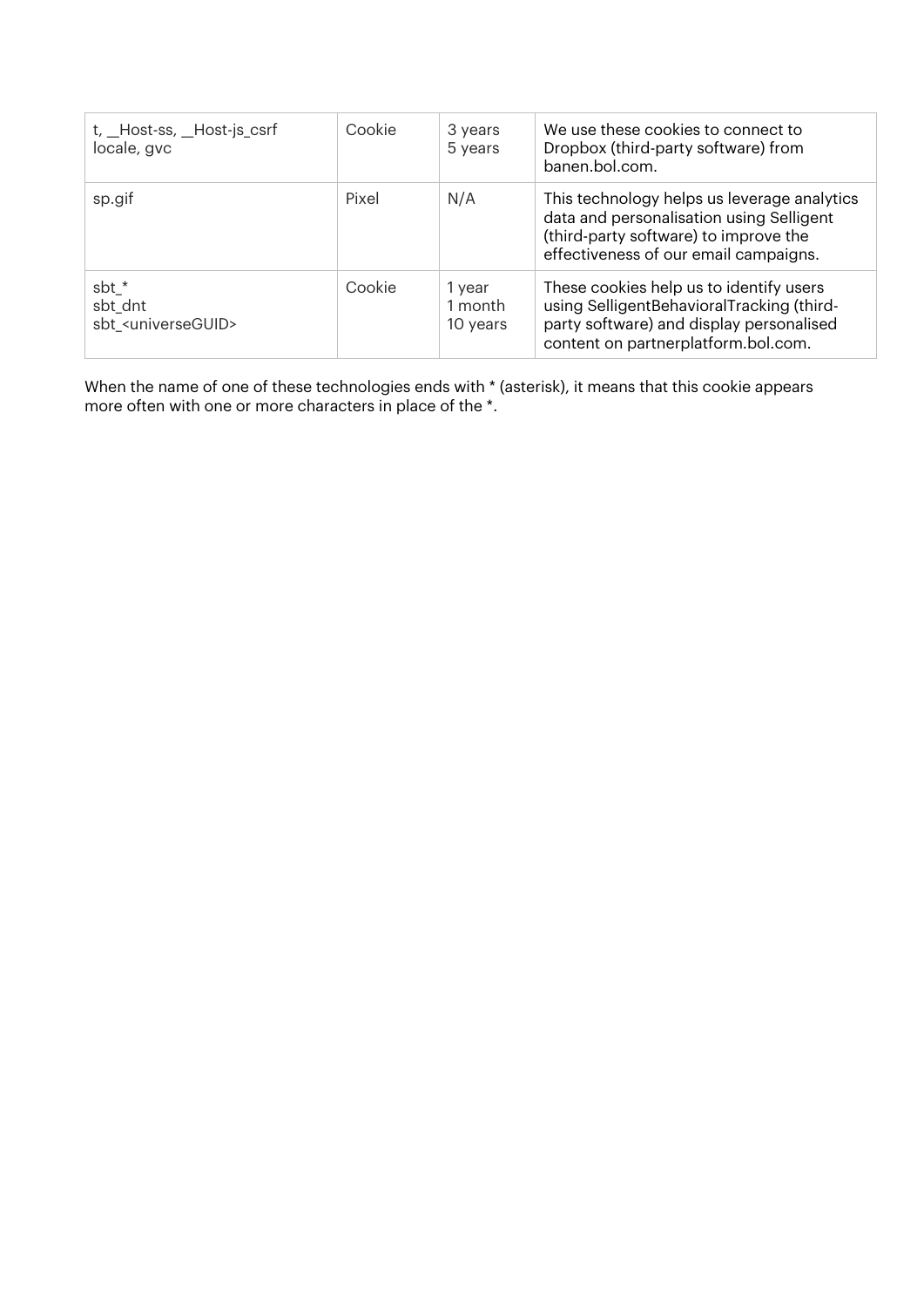| | | | |
|---|---|---|---|
| t, __Host-ss, __Host-js_csrf locale, gvc | Cookie | 3 years 5 years | We use these cookies to connect to Dropbox (third-party software) from banen.bol.com. |
| sp.gif | Pixel | N/A | This technology helps us leverage analytics data and personalisation using Selligent (third-party software) to improve the effectiveness of our email campaigns. |
| sbt_* sbt_dnt sbt_<universeGUID> | Cookie | 1 year 1 month 10 years | These cookies help us to identify users using SelligentBehavioralTracking (third-party software) and display personalised content on partnerplatform.bol.com. |

When the name of one of these technologies ends with * (asterisk), it means that this cookie appears more often with one or more characters in place of the *.